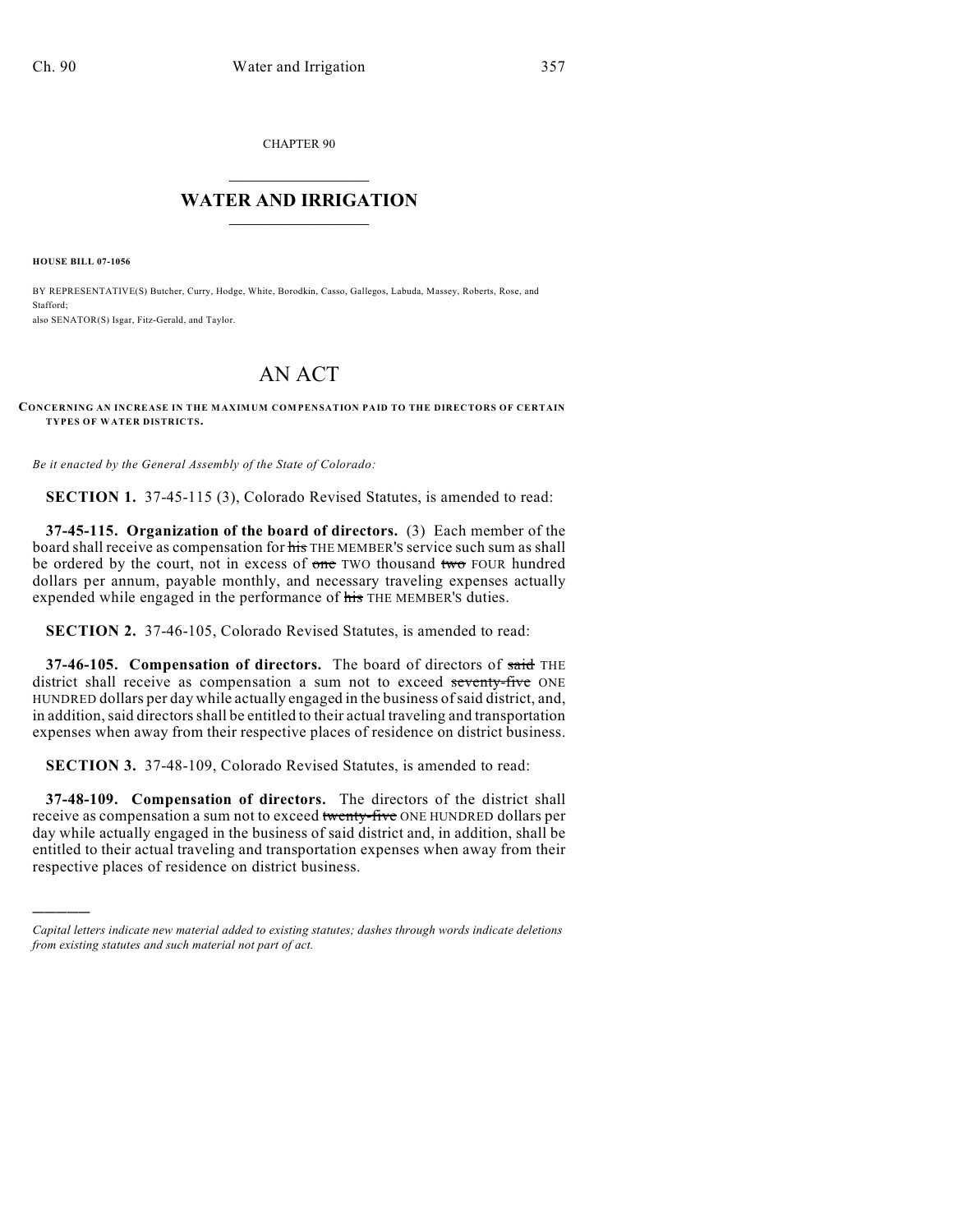CHAPTER 90

# WATER AND IRRIGATION

**HOUSE BILL 07-1056**

BY REPRESENTATIVE(S) Butcher, Curry, Hodge, White, Borodkin, Casso, Gallegos, Labuda, Massey, Roberts, Rose, and Stafford;
also SENATOR(S) Isgar, Fitz-Gerald, and Taylor.

# AN ACT

**CONCERNING AN INCREASE IN THE MAXIMUM COMPENSATION PAID TO THE DIRECTORS OF CERTAIN TYPES OF WATER DISTRICTS.**

*Be it enacted by the General Assembly of the State of Colorado:*

**SECTION 1.** 37-45-115 (3), Colorado Revised Statutes, is amended to read:

**37-45-115. Organization of the board of directors.** (3) Each member of the board shall receive as compensation for ~~his~~ THE MEMBER'S service such sum as shall be ordered by the court, not in excess of ~~one~~ TWO thousand ~~two~~ FOUR hundred dollars per annum, payable monthly, and necessary traveling expenses actually expended while engaged in the performance of ~~his~~ THE MEMBER'S duties.

**SECTION 2.** 37-46-105, Colorado Revised Statutes, is amended to read:

**37-46-105. Compensation of directors.** The board of directors of ~~said~~ THE district shall receive as compensation a sum not to exceed ~~seventy-five~~ ONE HUNDRED dollars per day while actually engaged in the business of said district, and, in addition, said directors shall be entitled to their actual traveling and transportation expenses when away from their respective places of residence on district business.

**SECTION 3.** 37-48-109, Colorado Revised Statutes, is amended to read:

**37-48-109. Compensation of directors.** The directors of the district shall receive as compensation a sum not to exceed ~~twenty-five~~ ONE HUNDRED dollars per day while actually engaged in the business of said district and, in addition, shall be entitled to their actual traveling and transportation expenses when away from their respective places of residence on district business.

---

*Capital letters indicate new material added to existing statutes; dashes through words indicate deletions from existing statutes and such material not part of act.*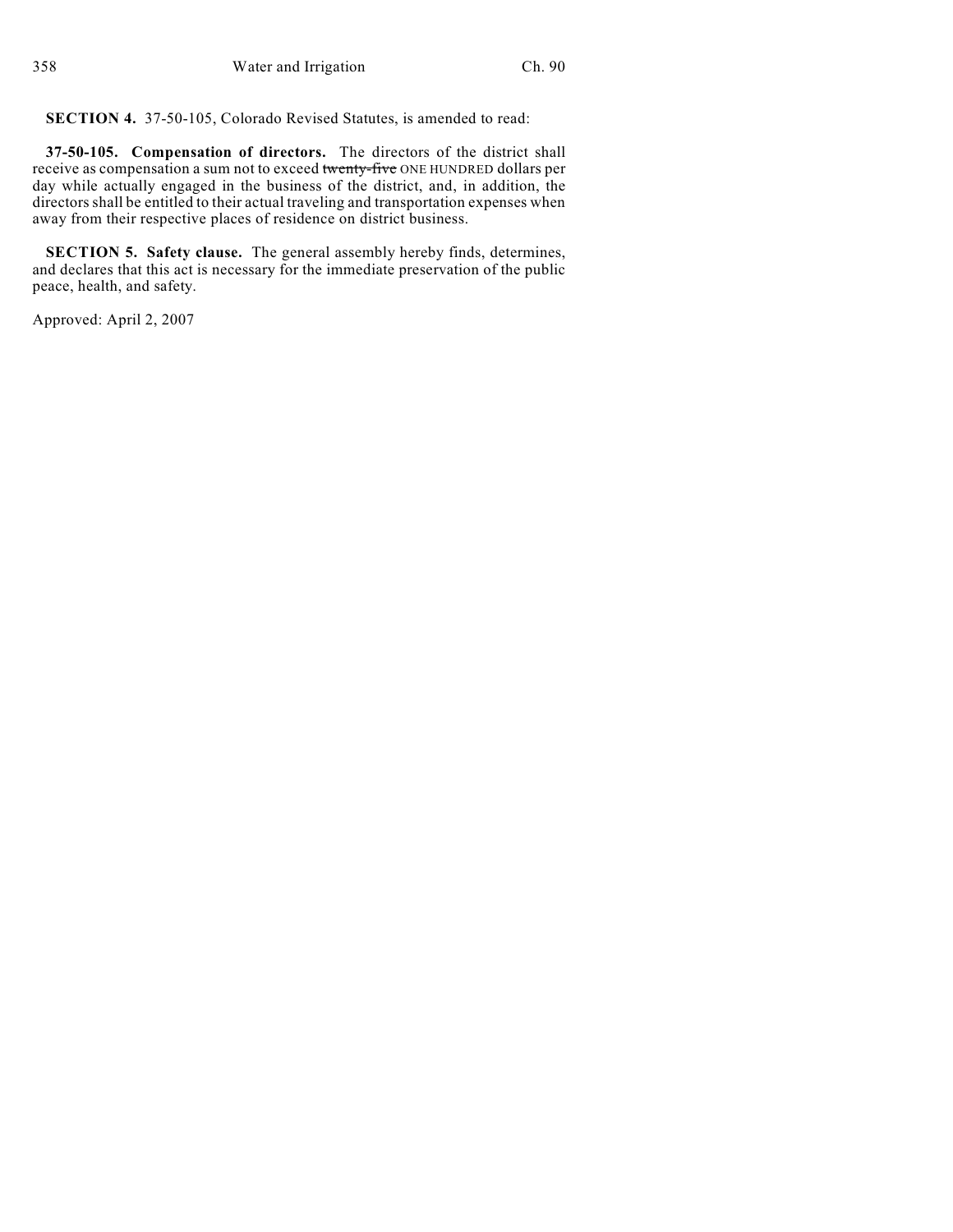**SECTION 4.** 37-50-105, Colorado Revised Statutes, is amended to read:

**37-50-105. Compensation of directors.** The directors of the district shall receive as compensation a sum not to exceed ~~twenty-five~~ ONE HUNDRED dollars per day while actually engaged in the business of the district, and, in addition, the directors shall be entitled to their actual traveling and transportation expenses when away from their respective places of residence on district business.

**SECTION 5. Safety clause.** The general assembly hereby finds, determines, and declares that this act is necessary for the immediate preservation of the public peace, health, and safety.

Approved: April 2, 2007